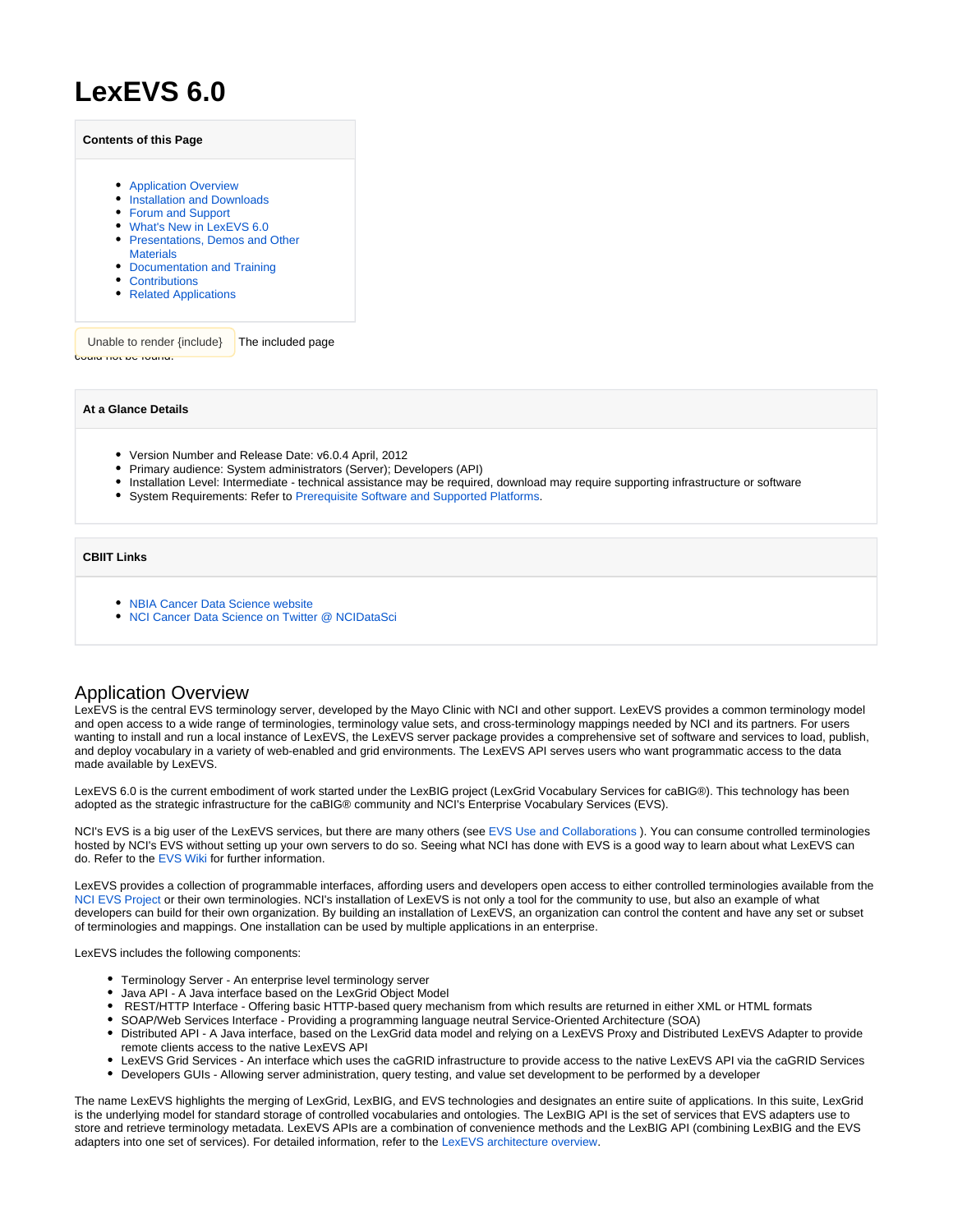# LexEVS 6.0

**Contents of this Page**

- Application Overview
- Installation and Downloads
- Forum and Support
- What's New in LexEVS 6.0
- Presentations, Demos and Other Materials
- Documentation and Training
- Contributions
- Related Applications

Unable to render {include} The included page could not be found.

**At a Glance Details**

- Version Number and Release Date: v6.0.4 April, 2012
- Primary audience: System administrators (Server); Developers (API)
- Installation Level: Intermediate - technical assistance may be required, download may require supporting infrastructure or software
- System Requirements: Refer to Prerequisite Software and Supported Platforms.

**CBIIT Links**

- NBIA Cancer Data Science website
- NCI Cancer Data Science on Twitter @ NCIDataSci

## Application Overview

LexEVS is the central EVS terminology server, developed by the Mayo Clinic with NCI and other support. LexEVS provides a common terminology model and open access to a wide range of terminologies, terminology value sets, and cross-terminology mappings needed by NCI and its partners. For users wanting to install and run a local instance of LexEVS, the LexEVS server package provides a comprehensive set of software and services to load, publish, and deploy vocabulary in a variety of web-enabled and grid environments. The LexEVS API serves users who want programmatic access to the data made available by LexEVS.

LexEVS 6.0 is the current embodiment of work started under the LexBIG project (LexGrid Vocabulary Services for caBIG®). This technology has been adopted as the strategic infrastructure for the caBIG® community and NCI's Enterprise Vocabulary Services (EVS).

NCI's EVS is a big user of the LexEVS services, but there are many others (see EVS Use and Collaborations ). You can consume controlled terminologies hosted by NCI's EVS without setting up your own servers to do so. Seeing what NCI has done with EVS is a good way to learn about what LexEVS can do. Refer to the EVS Wiki for further information.

LexEVS provides a collection of programmable interfaces, affording users and developers open access to either controlled terminologies available from the NCI EVS Project or their own terminologies. NCI's installation of LexEVS is not only a tool for the community to use, but also an example of what developers can build for their own organization. By building an installation of LexEVS, an organization can control the content and have any set or subset of terminologies and mappings. One installation can be used by multiple applications in an enterprise.

LexEVS includes the following components:

- Terminology Server - An enterprise level terminology server
- Java API - A Java interface based on the LexGrid Object Model
- REST/HTTP Interface - Offering basic HTTP-based query mechanism from which results are returned in either XML or HTML formats
- SOAP/Web Services Interface - Providing a programming language neutral Service-Oriented Architecture (SOA)
- Distributed API - A Java interface, based on the LexGrid data model and relying on a LexEVS Proxy and Distributed LexEVS Adapter to provide remote clients access to the native LexEVS API
- LexEVS Grid Services - An interface which uses the caGRID infrastructure to provide access to the native LexEVS API via the caGRID Services
- Developers GUIs - Allowing server administration, query testing, and value set development to be performed by a developer

The name LexEVS highlights the merging of LexGrid, LexBIG, and EVS technologies and designates an entire suite of applications. In this suite, LexGrid is the underlying model for standard storage of controlled vocabularies and ontologies. The LexBIG API is the set of services that EVS adapters use to store and retrieve terminology metadata. LexEVS APIs are a combination of convenience methods and the LexBIG API (combining LexBIG and the EVS adapters into one set of services). For detailed information, refer to the LexEVS architecture overview.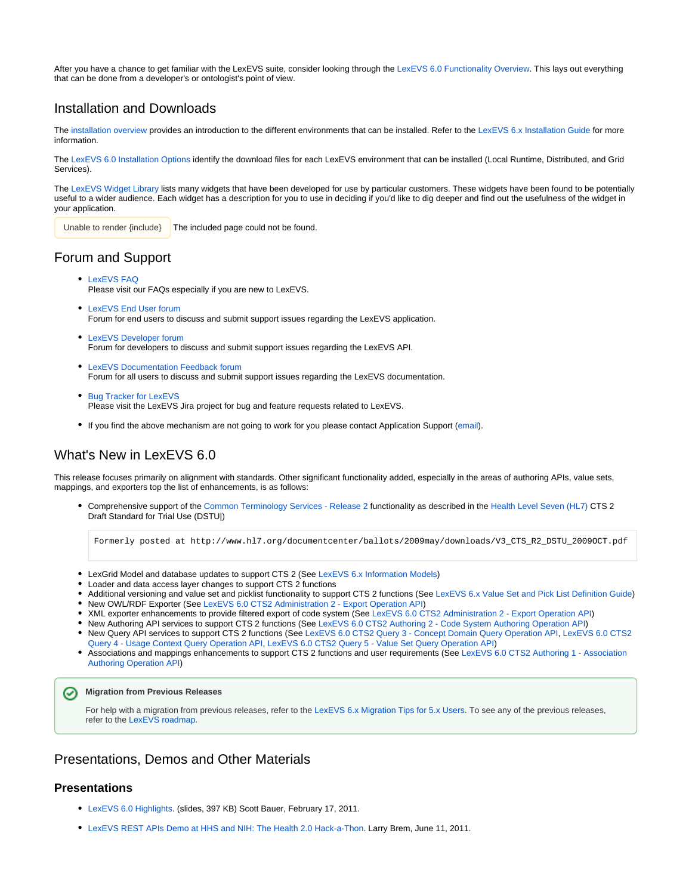After you have a chance to get familiar with the LexEVS suite, consider looking through the LexEVS 6.0 Functionality Overview. This lays out everything that can be done from a developer's or ontologist's point of view.

## Installation and Downloads

The installation overview provides an introduction to the different environments that can be installed. Refer to the LexEVS 6.x Installation Guide for more information.

The LexEVS 6.0 Installation Options identify the download files for each LexEVS environment that can be installed (Local Runtime, Distributed, and Grid Services).

The LexEVS Widget Library lists many widgets that have been developed for use by particular customers. These widgets have been found to be potentially useful to a wider audience. Each widget has a description for you to use in deciding if you'd like to dig deeper and find out the usefulness of the widget in your application.

Unable to render {include} The included page could not be found.

## Forum and Support

- LexEVS FAQ
  Please visit our FAQs especially if you are new to LexEVS.
- LexEVS End User forum
  Forum for end users to discuss and submit support issues regarding the LexEVS application.
- LexEVS Developer forum
  Forum for developers to discuss and submit support issues regarding the LexEVS API.
- LexEVS Documentation Feedback forum
  Forum for all users to discuss and submit support issues regarding the LexEVS documentation.
- Bug Tracker for LexEVS
  Please visit the LexEVS Jira project for bug and feature requests related to LexEVS.
- If you find the above mechanism are not going to work for you please contact Application Support (email).

## What's New in LexEVS 6.0

This release focuses primarily on alignment with standards. Other significant functionality added, especially in the areas of authoring APIs, value sets, mappings, and exporters top the list of enhancements, is as follows:

- Comprehensive support of the Common Terminology Services - Release 2 functionality as described in the Health Level Seven (HL7) CTS 2 Draft Standard for Trial Use (DSTU|)

```
Formerly posted at http://www.hl7.org/documentcenter/ballots/2009may/downloads/V3_CTS_R2_DSTU_2009OCT.pdf
```

- LexGrid Model and database updates to support CTS 2 (See LexEVS 6.x Information Models)
- Loader and data access layer changes to support CTS 2 functions
- Additional versioning and value set and picklist functionality to support CTS 2 functions (See LexEVS 6.x Value Set and Pick List Definition Guide)
- New OWL/RDF Exporter (See LexEVS 6.0 CTS2 Administration 2 - Export Operation API)
- XML exporter enhancements to provide filtered export of code system (See LexEVS 6.0 CTS2 Administration 2 - Export Operation API)
- New Authoring API services to support CTS 2 functions (See LexEVS 6.0 CTS2 Authoring 2 - Code System Authoring Operation API)
- New Query API services to support CTS 2 functions (See LexEVS 6.0 CTS2 Query 3 - Concept Domain Query Operation API, LexEVS 6.0 CTS2 Query 4 - Usage Context Query Operation API, LexEVS 6.0 CTS2 Query 5 - Value Set Query Operation API)
- Associations and mappings enhancements to support CTS 2 functions and user requirements (See LexEVS 6.0 CTS2 Authoring 1 - Association Authoring Operation API)

**Migration from Previous Releases**

For help with a migration from previous releases, refer to the LexEVS 6.x Migration Tips for 5.x Users. To see any of the previous releases, refer to the LexEVS roadmap.

## Presentations, Demos and Other Materials

### Presentations

- LexEVS 6.0 Highlights. (slides, 397 KB) Scott Bauer, February 17, 2011.
- LexEVS REST APIs Demo at HHS and NIH: The Health 2.0 Hack-a-Thon. Larry Brem, June 11, 2011.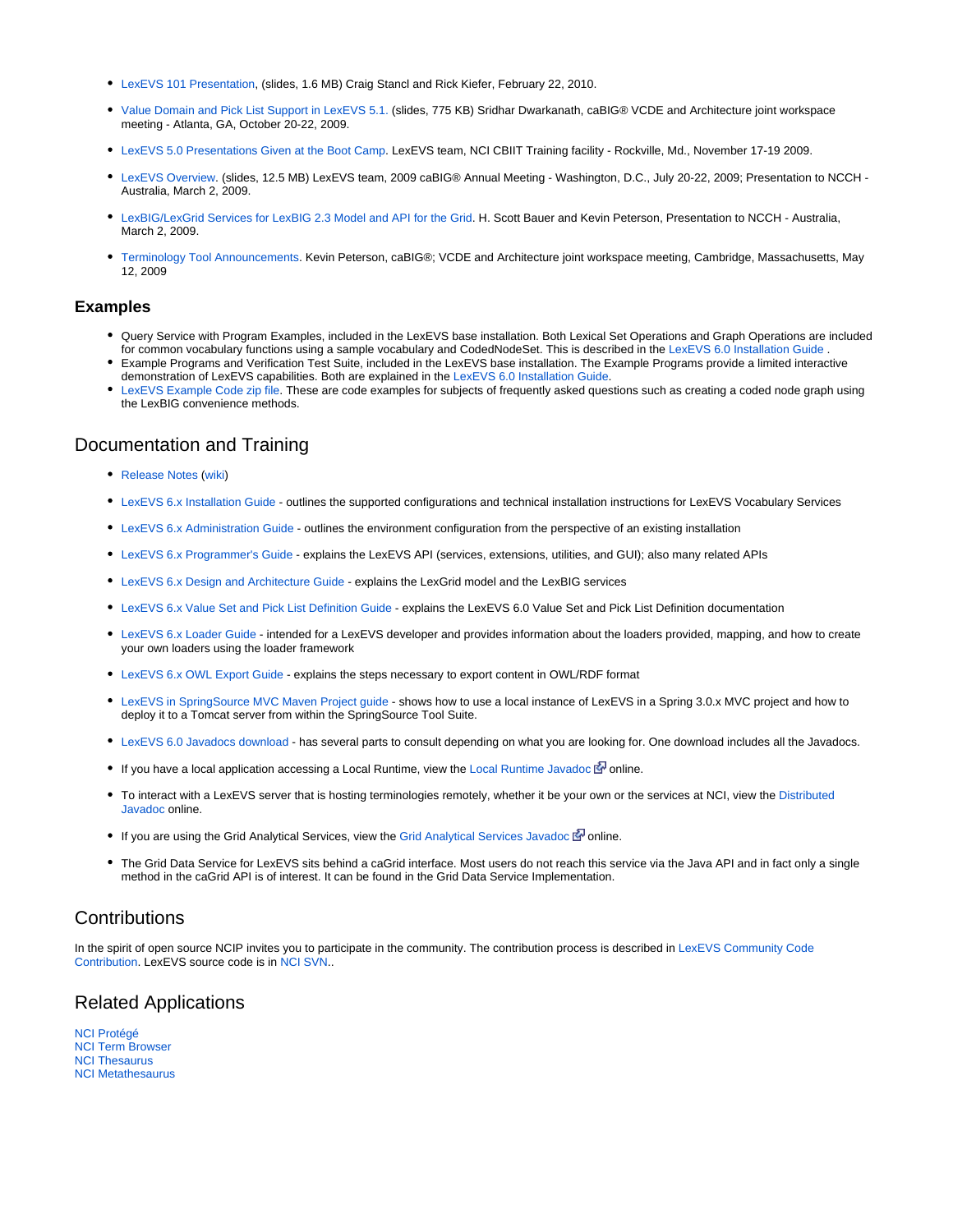- LexEVS 101 Presentation, (slides, 1.6 MB) Craig Stancl and Rick Kiefer, February 22, 2010.
- Value Domain and Pick List Support in LexEVS 5.1. (slides, 775 KB) Sridhar Dwarkanath, caBIG® VCDE and Architecture joint workspace meeting - Atlanta, GA, October 20-22, 2009.
- LexEVS 5.0 Presentations Given at the Boot Camp. LexEVS team, NCI CBIIT Training facility - Rockville, Md., November 17-19 2009.
- LexEVS Overview. (slides, 12.5 MB) LexEVS team, 2009 caBIG® Annual Meeting - Washington, D.C., July 20-22, 2009; Presentation to NCCH - Australia, March 2, 2009.
- LexBIG/LexGrid Services for LexBIG 2.3 Model and API for the Grid. H. Scott Bauer and Kevin Peterson, Presentation to NCCH - Australia, March 2, 2009.
- Terminology Tool Announcements. Kevin Peterson, caBIG®; VCDE and Architecture joint workspace meeting, Cambridge, Massachusetts, May 12, 2009

### Examples

- Query Service with Program Examples, included in the LexEVS base installation. Both Lexical Set Operations and Graph Operations are included for common vocabulary functions using a sample vocabulary and CodedNodeSet. This is described in the LexEVS 6.0 Installation Guide .
- Example Programs and Verification Test Suite, included in the LexEVS base installation. The Example Programs provide a limited interactive demonstration of LexEVS capabilities. Both are explained in the LexEVS 6.0 Installation Guide.
- LexEVS Example Code zip file. These are code examples for subjects of frequently asked questions such as creating a coded node graph using the LexBIG convenience methods.

## Documentation and Training

- Release Notes (wiki)
- LexEVS 6.x Installation Guide - outlines the supported configurations and technical installation instructions for LexEVS Vocabulary Services
- LexEVS 6.x Administration Guide - outlines the environment configuration from the perspective of an existing installation
- LexEVS 6.x Programmer's Guide - explains the LexEVS API (services, extensions, utilities, and GUI); also many related APIs
- LexEVS 6.x Design and Architecture Guide - explains the LexGrid model and the LexBIG services
- LexEVS 6.x Value Set and Pick List Definition Guide - explains the LexEVS 6.0 Value Set and Pick List Definition documentation
- LexEVS 6.x Loader Guide - intended for a LexEVS developer and provides information about the loaders provided, mapping, and how to create your own loaders using the loader framework
- LexEVS 6.x OWL Export Guide - explains the steps necessary to export content in OWL/RDF format
- LexEVS in SpringSource MVC Maven Project guide - shows how to use a local instance of LexEVS in a Spring 3.0.x MVC project and how to deploy it to a Tomcat server from within the SpringSource Tool Suite.
- LexEVS 6.0 Javadocs download - has several parts to consult depending on what you are looking for. One download includes all the Javadocs.
- If you have a local application accessing a Local Runtime, view the Local Runtime Javadoc online.
- To interact with a LexEVS server that is hosting terminologies remotely, whether it be your own or the services at NCI, view the Distributed Javadoc online.
- If you are using the Grid Analytical Services, view the Grid Analytical Services Javadoc online.
- The Grid Data Service for LexEVS sits behind a caGrid interface. Most users do not reach this service via the Java API and in fact only a single method in the caGrid API is of interest. It can be found in the Grid Data Service Implementation.

## Contributions

In the spirit of open source NCIP invites you to participate in the community. The contribution process is described in LexEVS Community Code Contribution. LexEVS source code is in NCI SVN..

## Related Applications

NCI Protégé
NCI Term Browser
NCI Thesaurus
NCI Metathesaurus